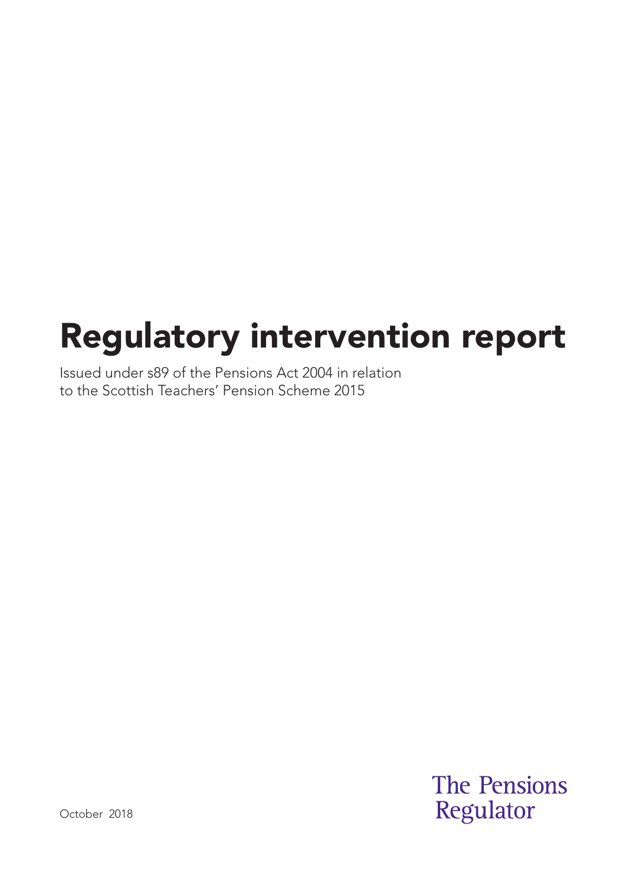# Regulatory intervention report

Issued under s89 of the Pensions Act 2004 in relation to the Scottish Teachers' Pension Scheme 2015

October 2018

The Pensions Regulator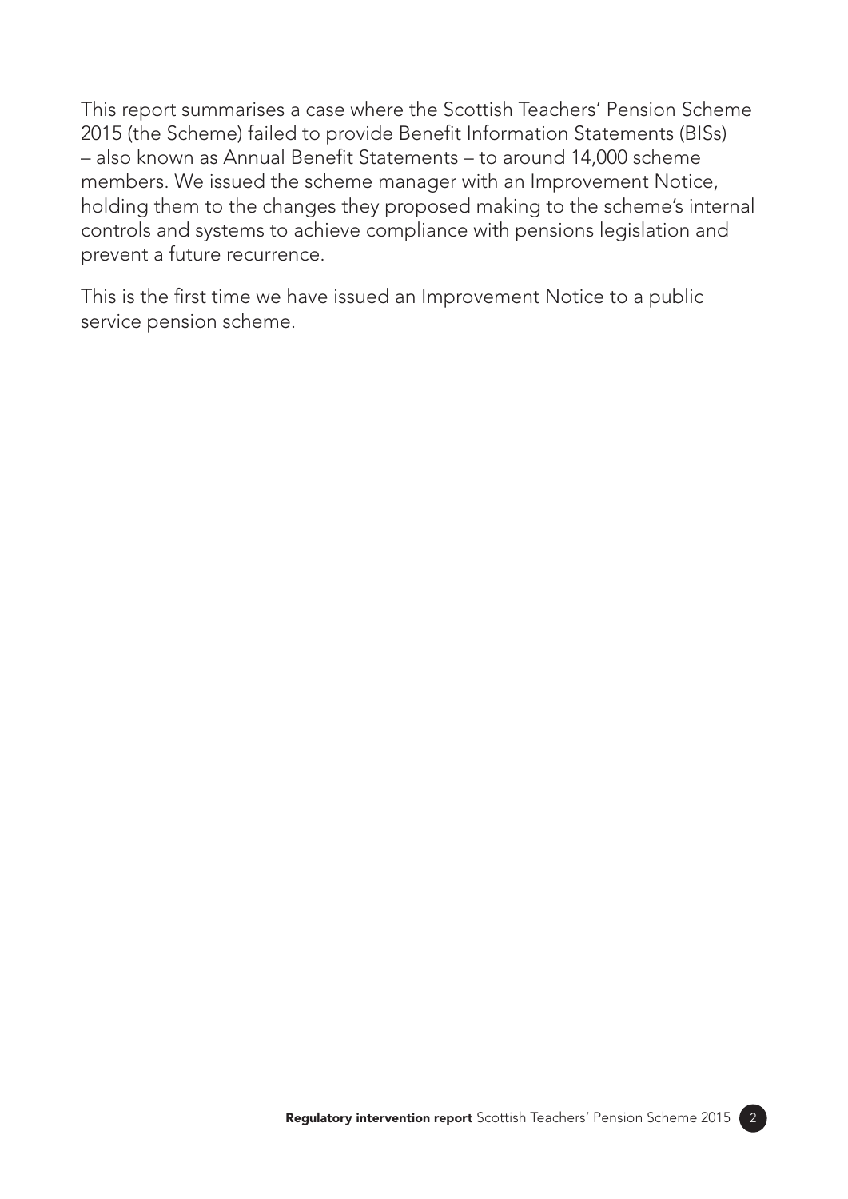This report summarises a case where the Scottish Teachers' Pension Scheme 2015 (the Scheme) failed to provide Benefit Information Statements (BISs) – also known as Annual Benefit Statements – to around 14,000 scheme members. We issued the scheme manager with an Improvement Notice, holding them to the changes they proposed making to the scheme's internal controls and systems to achieve compliance with pensions legislation and prevent a future recurrence.

This is the first time we have issued an Improvement Notice to a public service pension scheme.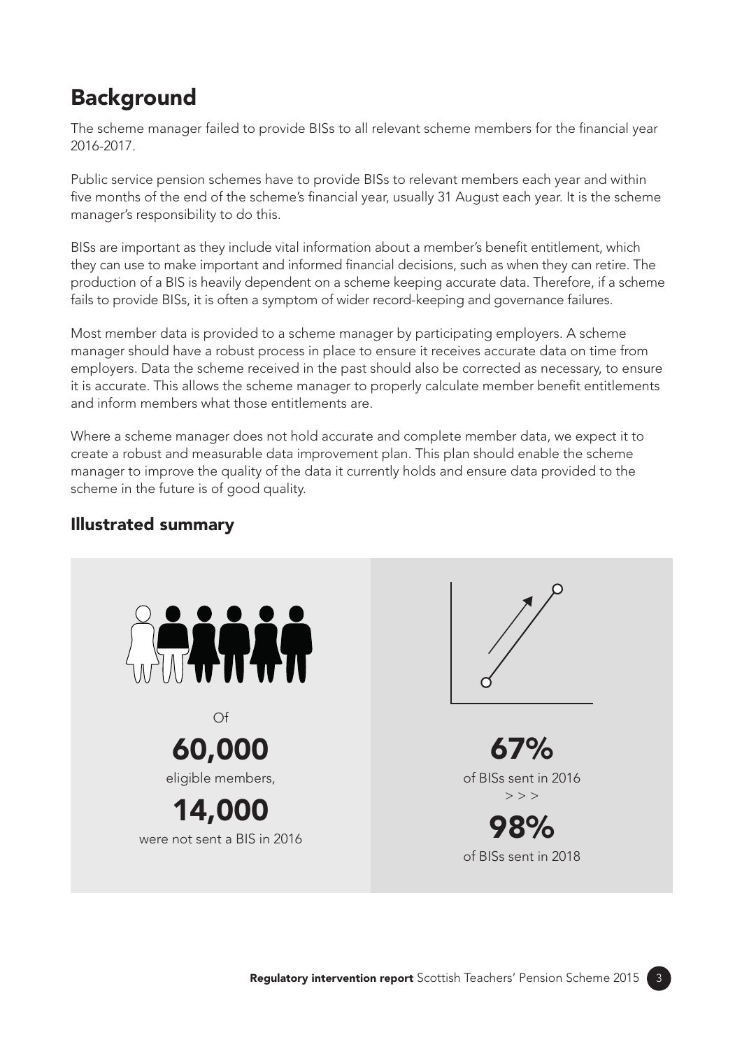## Background

The scheme manager failed to provide BISs to all relevant scheme members for the financial year 2016-2017.

Public service pension schemes have to provide BISs to relevant members each year and within five months of the end of the scheme's financial year, usually 31 August each year. It is the scheme manager's responsibility to do this.

BISs are important as they include vital information about a member's benefit entitlement, which they can use to make important and informed financial decisions, such as when they can retire. The production of a BIS is heavily dependent on a scheme keeping accurate data. Therefore, if a scheme fails to provide BISs, it is often a symptom of wider record-keeping and governance failures.

Most member data is provided to a scheme manager by participating employers. A scheme manager should have a robust process in place to ensure it receives accurate data on time from employers. Data the scheme received in the past should also be corrected as necessary, to ensure it is accurate. This allows the scheme manager to properly calculate member benefit entitlements and inform members what those entitlements are.

Where a scheme manager does not hold accurate and complete member data, we expect it to create a robust and measurable data improvement plan. This plan should enable the scheme manager to improve the quality of the data it currently holds and ensure data provided to the scheme in the future is of good quality.

### Illustrated summary

Of

**60,000**

eligible members,

**14,000**

were not sent a BIS in 2016

**67%**

of BISs sent in 2016

> > >

**98%**

of BISs sent in 2018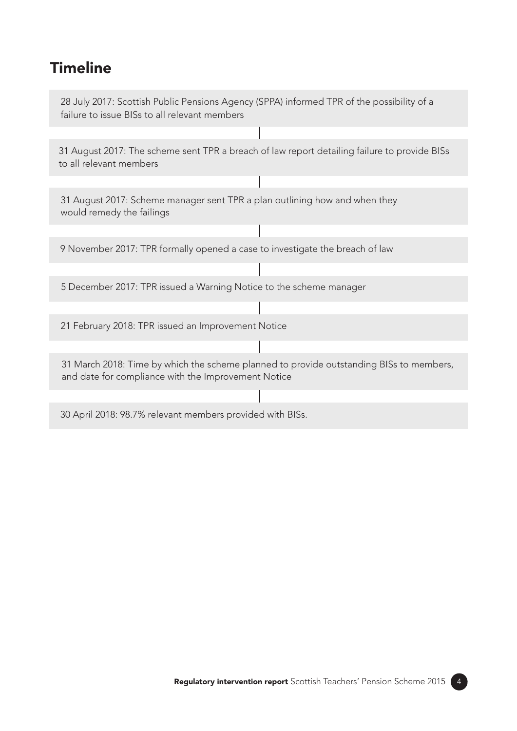## Timeline

28 July 2017: Scottish Public Pensions Agency (SPPA) informed TPR of the possibility of a failure to issue BISs to all relevant members

31 August 2017: The scheme sent TPR a breach of law report detailing failure to provide BISs to all relevant members

31 August 2017: Scheme manager sent TPR a plan outlining how and when they would remedy the failings

9 November 2017: TPR formally opened a case to investigate the breach of law

5 December 2017: TPR issued a Warning Notice to the scheme manager

21 February 2018: TPR issued an Improvement Notice

31 March 2018: Time by which the scheme planned to provide outstanding BISs to members, and date for compliance with the Improvement Notice

30 April 2018: 98.7% relevant members provided with BISs.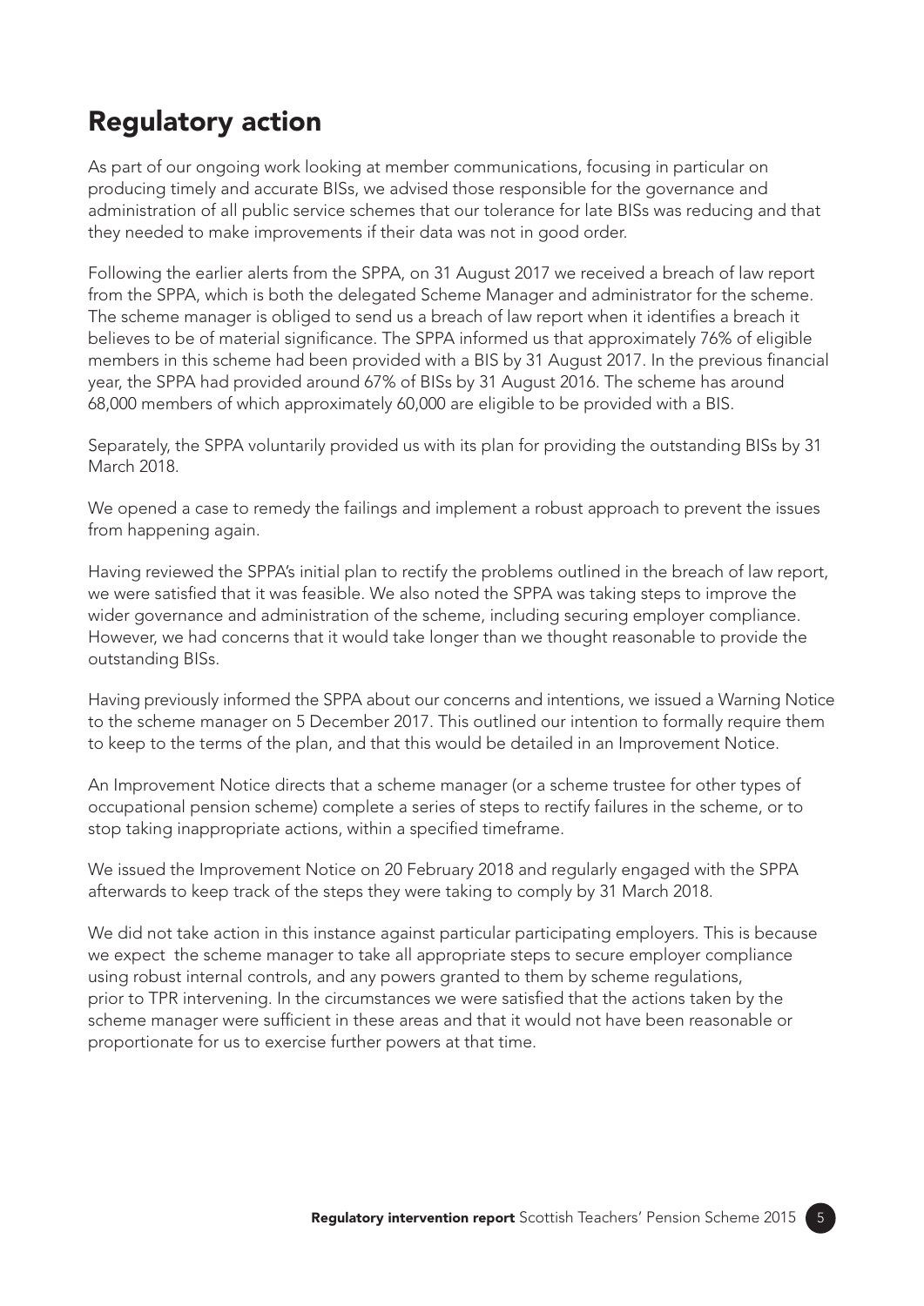## Regulatory action

As part of our ongoing work looking at member communications, focusing in particular on producing timely and accurate BISs, we advised those responsible for the governance and administration of all public service schemes that our tolerance for late BISs was reducing and that they needed to make improvements if their data was not in good order.

Following the earlier alerts from the SPPA, on 31 August 2017 we received a breach of law report from the SPPA, which is both the delegated Scheme Manager and administrator for the scheme. The scheme manager is obliged to send us a breach of law report when it identifies a breach it believes to be of material significance. The SPPA informed us that approximately 76% of eligible members in this scheme had been provided with a BIS by 31 August 2017. In the previous financial year, the SPPA had provided around 67% of BISs by 31 August 2016. The scheme has around 68,000 members of which approximately 60,000 are eligible to be provided with a BIS.

Separately, the SPPA voluntarily provided us with its plan for providing the outstanding BISs by 31 March 2018.

We opened a case to remedy the failings and implement a robust approach to prevent the issues from happening again.

Having reviewed the SPPA's initial plan to rectify the problems outlined in the breach of law report, we were satisfied that it was feasible. We also noted the SPPA was taking steps to improve the wider governance and administration of the scheme, including securing employer compliance. However, we had concerns that it would take longer than we thought reasonable to provide the outstanding BISs.

Having previously informed the SPPA about our concerns and intentions, we issued a Warning Notice to the scheme manager on 5 December 2017. This outlined our intention to formally require them to keep to the terms of the plan, and that this would be detailed in an Improvement Notice.

An Improvement Notice directs that a scheme manager (or a scheme trustee for other types of occupational pension scheme) complete a series of steps to rectify failures in the scheme, or to stop taking inappropriate actions, within a specified timeframe.

We issued the Improvement Notice on 20 February 2018 and regularly engaged with the SPPA afterwards to keep track of the steps they were taking to comply by 31 March 2018.

We did not take action in this instance against particular participating employers. This is because we expect the scheme manager to take all appropriate steps to secure employer compliance using robust internal controls, and any powers granted to them by scheme regulations, prior to TPR intervening. In the circumstances we were satisfied that the actions taken by the scheme manager were sufficient in these areas and that it would not have been reasonable or proportionate for us to exercise further powers at that time.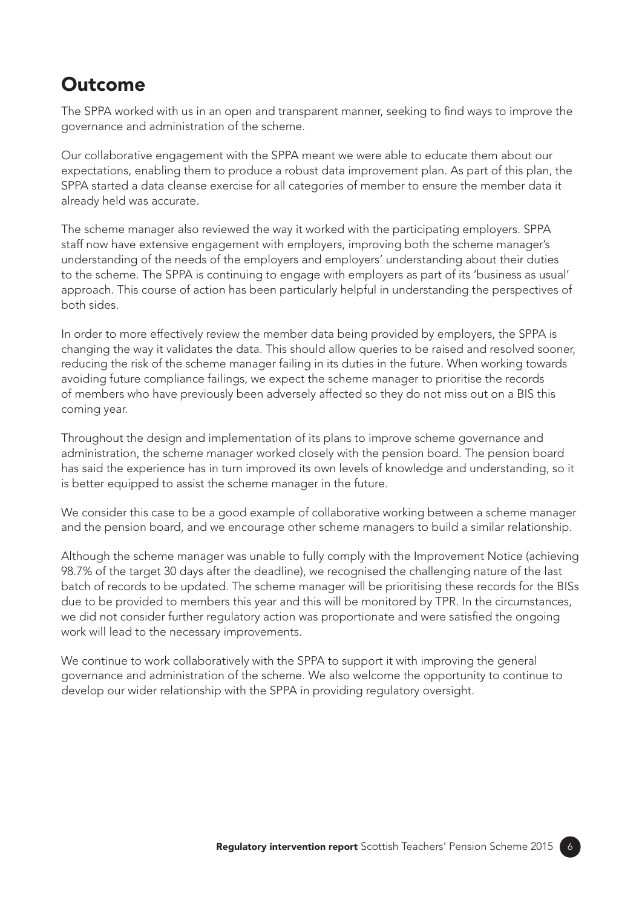## Outcome

The SPPA worked with us in an open and transparent manner, seeking to find ways to improve the governance and administration of the scheme.

Our collaborative engagement with the SPPA meant we were able to educate them about our expectations, enabling them to produce a robust data improvement plan. As part of this plan, the SPPA started a data cleanse exercise for all categories of member to ensure the member data it already held was accurate.

The scheme manager also reviewed the way it worked with the participating employers. SPPA staff now have extensive engagement with employers, improving both the scheme manager's understanding of the needs of the employers and employers' understanding about their duties to the scheme. The SPPA is continuing to engage with employers as part of its 'business as usual' approach. This course of action has been particularly helpful in understanding the perspectives of both sides.

In order to more effectively review the member data being provided by employers, the SPPA is changing the way it validates the data. This should allow queries to be raised and resolved sooner, reducing the risk of the scheme manager failing in its duties in the future. When working towards avoiding future compliance failings, we expect the scheme manager to prioritise the records of members who have previously been adversely affected so they do not miss out on a BIS this coming year.

Throughout the design and implementation of its plans to improve scheme governance and administration, the scheme manager worked closely with the pension board. The pension board has said the experience has in turn improved its own levels of knowledge and understanding, so it is better equipped to assist the scheme manager in the future.

We consider this case to be a good example of collaborative working between a scheme manager and the pension board, and we encourage other scheme managers to build a similar relationship.

Although the scheme manager was unable to fully comply with the Improvement Notice (achieving 98.7% of the target 30 days after the deadline), we recognised the challenging nature of the last batch of records to be updated. The scheme manager will be prioritising these records for the BISs due to be provided to members this year and this will be monitored by TPR. In the circumstances, we did not consider further regulatory action was proportionate and were satisfied the ongoing work will lead to the necessary improvements.

We continue to work collaboratively with the SPPA to support it with improving the general governance and administration of the scheme. We also welcome the opportunity to continue to develop our wider relationship with the SPPA in providing regulatory oversight.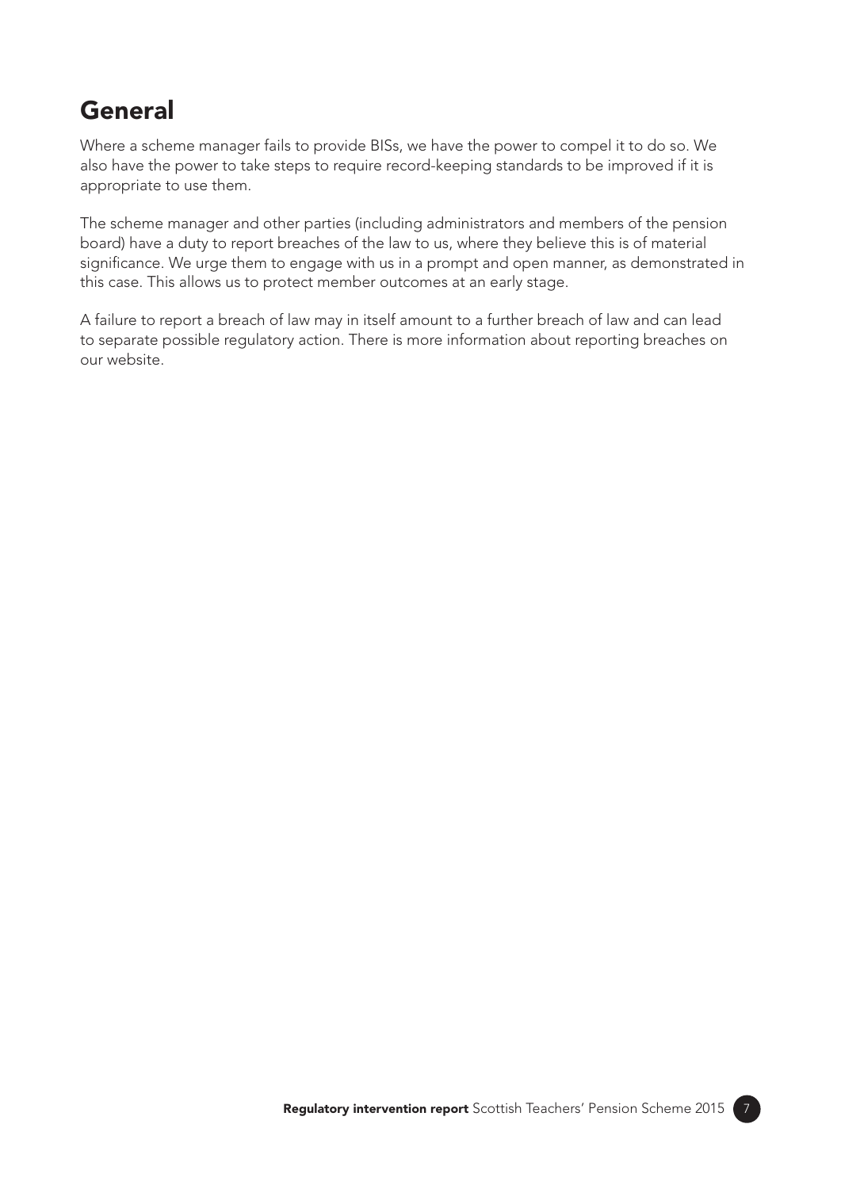## General

Where a scheme manager fails to provide BISs, we have the power to compel it to do so. We also have the power to take steps to require record-keeping standards to be improved if it is appropriate to use them.

The scheme manager and other parties (including administrators and members of the pension board) have a duty to report breaches of the law to us, where they believe this is of material significance. We urge them to engage with us in a prompt and open manner, as demonstrated in this case. This allows us to protect member outcomes at an early stage.

A failure to report a breach of law may in itself amount to a further breach of law and can lead to separate possible regulatory action. There is more information about reporting breaches on our website.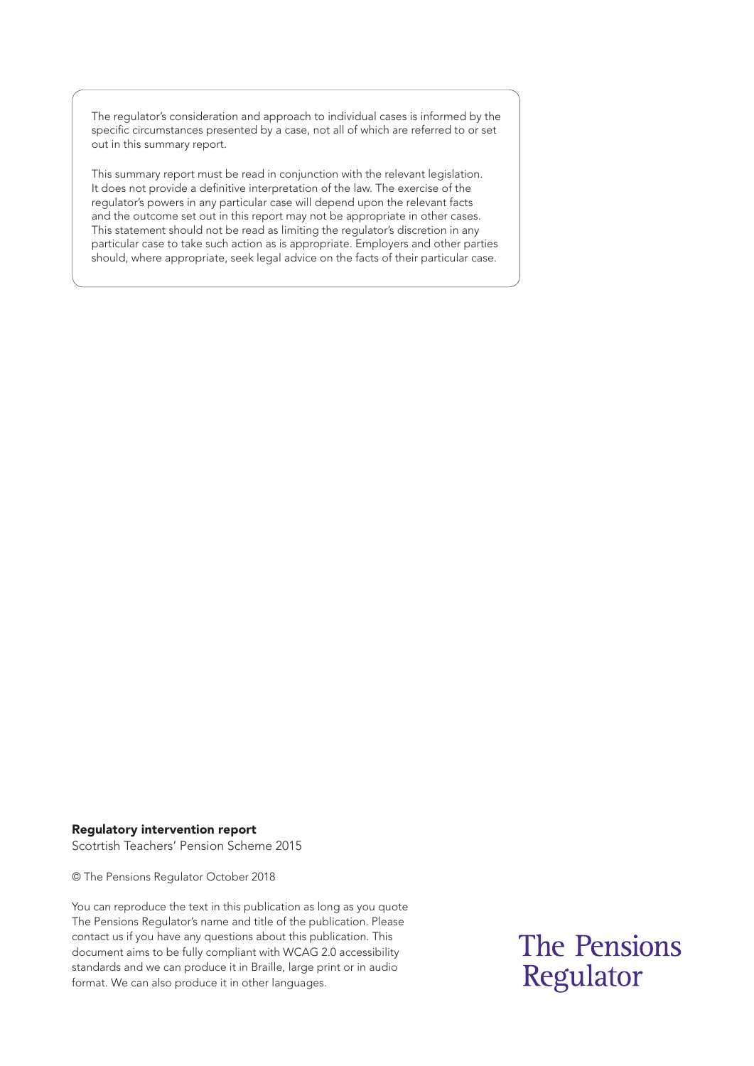The regulator's consideration and approach to individual cases is informed by the specific circumstances presented by a case, not all of which are referred to or set out in this summary report.

This summary report must be read in conjunction with the relevant legislation. It does not provide a definitive interpretation of the law. The exercise of the regulator's powers in any particular case will depend upon the relevant facts and the outcome set out in this report may not be appropriate in other cases. This statement should not be read as limiting the regulator's discretion in any particular case to take such action as is appropriate. Employers and other parties should, where appropriate, seek legal advice on the facts of their particular case.

**Regulatory intervention report**

Scotrtish Teachers' Pension Scheme 2015

© The Pensions Regulator October 2018

You can reproduce the text in this publication as long as you quote The Pensions Regulator's name and title of the publication. Please contact us if you have any questions about this publication. This document aims to be fully compliant with WCAG 2.0 accessibility standards and we can produce it in Braille, large print or in audio format. We can also produce it in other languages.

The Pensions Regulator